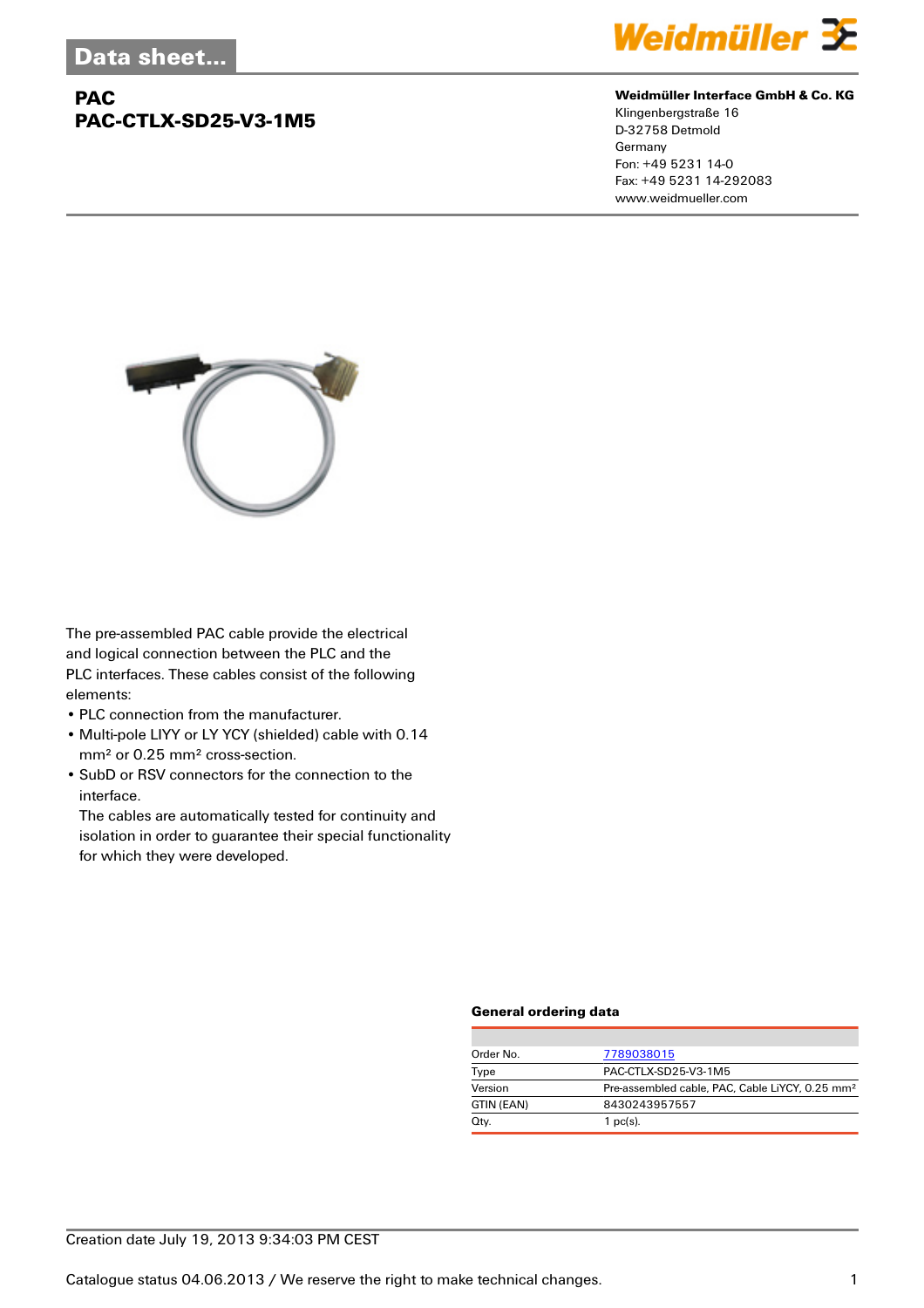# Data sheet...

## PAC
## PAC-CTLX-SD25-V3-1M5

**Weidmüller Interface GmbH & Co. KG**
Klingenbergstraße 16
D-32758 Detmold
Germany
Fon: +49 5231 14-0
Fax: +49 5231 14-292083
www.weidmueller.com

The pre-assembled PAC cable provide the electrical and logical connection between the PLC and the PLC interfaces. These cables consist of the following elements:

- PLC connection from the manufacturer.
- Multi-pole LIYY or LY YCY (shielded) cable with 0.14 mm² or 0.25 mm² cross-section.
- SubD or RSV connectors for the connection to the interface.
  The cables are automatically tested for continuity and isolation in order to guarantee their special functionality for which they were developed.

### General ordering data

| | |
|---|---|
| Order No. | 7789038015 |
| Type | PAC-CTLX-SD25-V3-1M5 |
| Version | Pre-assembled cable, PAC, Cable LiYCY, 0.25 mm² |
| GTIN (EAN) | 8430243957557 |
| Qty. | 1 pc(s). |

Creation date July 19, 2013 9:34:03 PM CEST

Catalogue status 04.06.2013 / We reserve the right to make technical changes.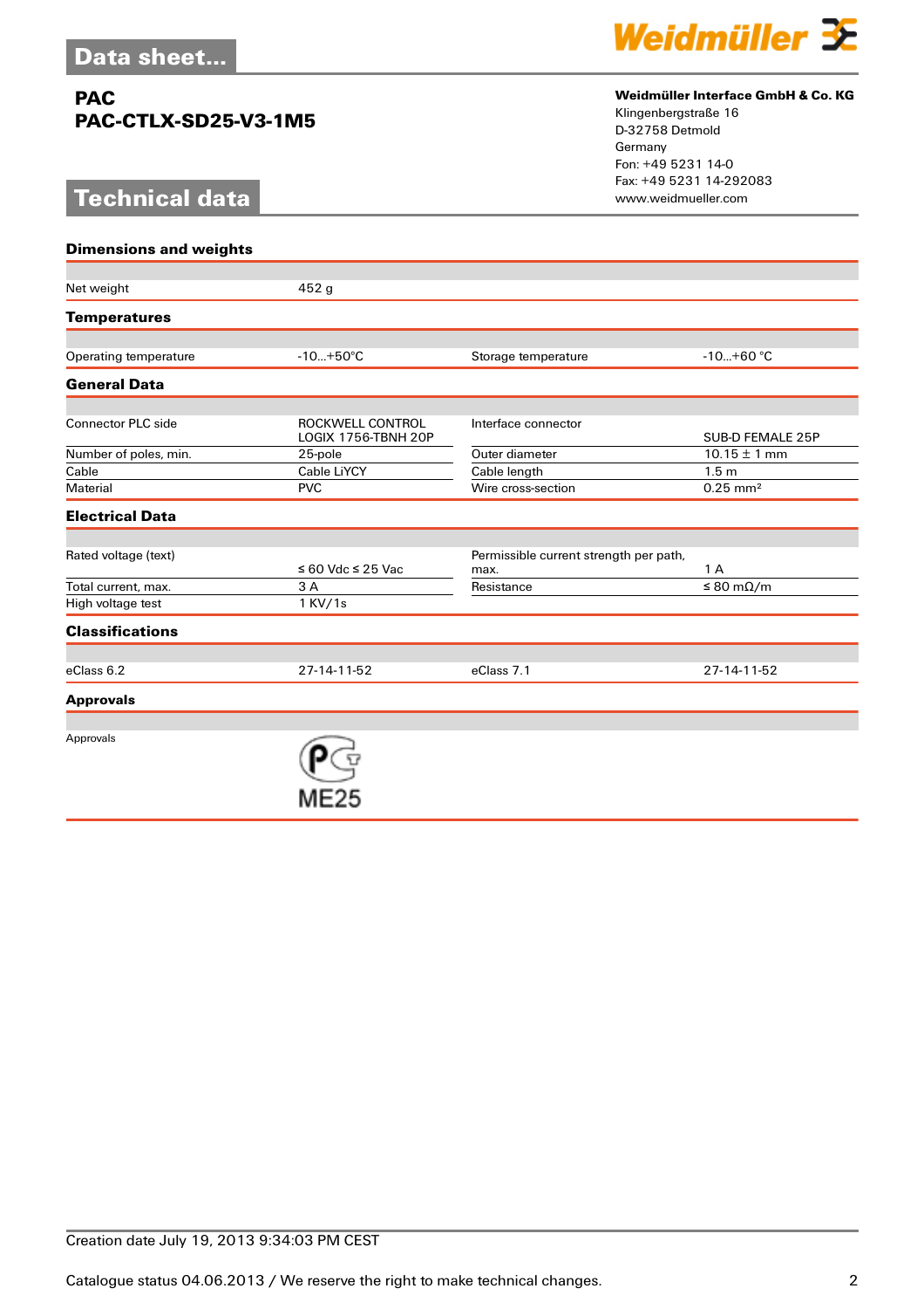# Data sheet...

## PAC
## PAC-CTLX-SD25-V3-1M5

**Weidmüller Interface GmbH & Co. KG**
Klingenbergstraße 16
D-32758 Detmold
Germany
Fon: +49 5231 14-0
Fax: +49 5231 14-292083
www.weidmueller.com

# Technical data

### Dimensions and weights

| | | | |
|---|---|---|---|
| Net weight | 452 g | | |

### Temperatures

| | | | |
|---|---|---|---|
| Operating temperature | -10...+50°C | Storage temperature | -10...+60 °C |

### General Data

| | | | |
|---|---|---|---|
| Connector PLC side | ROCKWELL CONTROL LOGIX 1756-TBNH 20P | Interface connector | SUB-D FEMALE 25P |
| Number of poles, min. | 25-pole | Outer diameter | 10.15 ± 1 mm |
| Cable | Cable LiYCY | Cable length | 1.5 m |
| Material | PVC | Wire cross-section | 0.25 mm² |

### Electrical Data

| | | | |
|---|---|---|---|
| Rated voltage (text) | ≤ 60 Vdc ≤ 25 Vac | Permissible current strength per path, max. | 1 A |
| Total current, max. | 3 A | Resistance | ≤ 80 mΩ/m |
| High voltage test | 1 KV/1s | | |

### Classifications

| | | | |
|---|---|---|---|
| eClass 6.2 | 27-14-11-52 | eClass 7.1 | 27-14-11-52 |

### Approvals

Approvals

ME25

Creation date July 19, 2013 9:34:03 PM CEST

Catalogue status 04.06.2013 / We reserve the right to make technical changes.